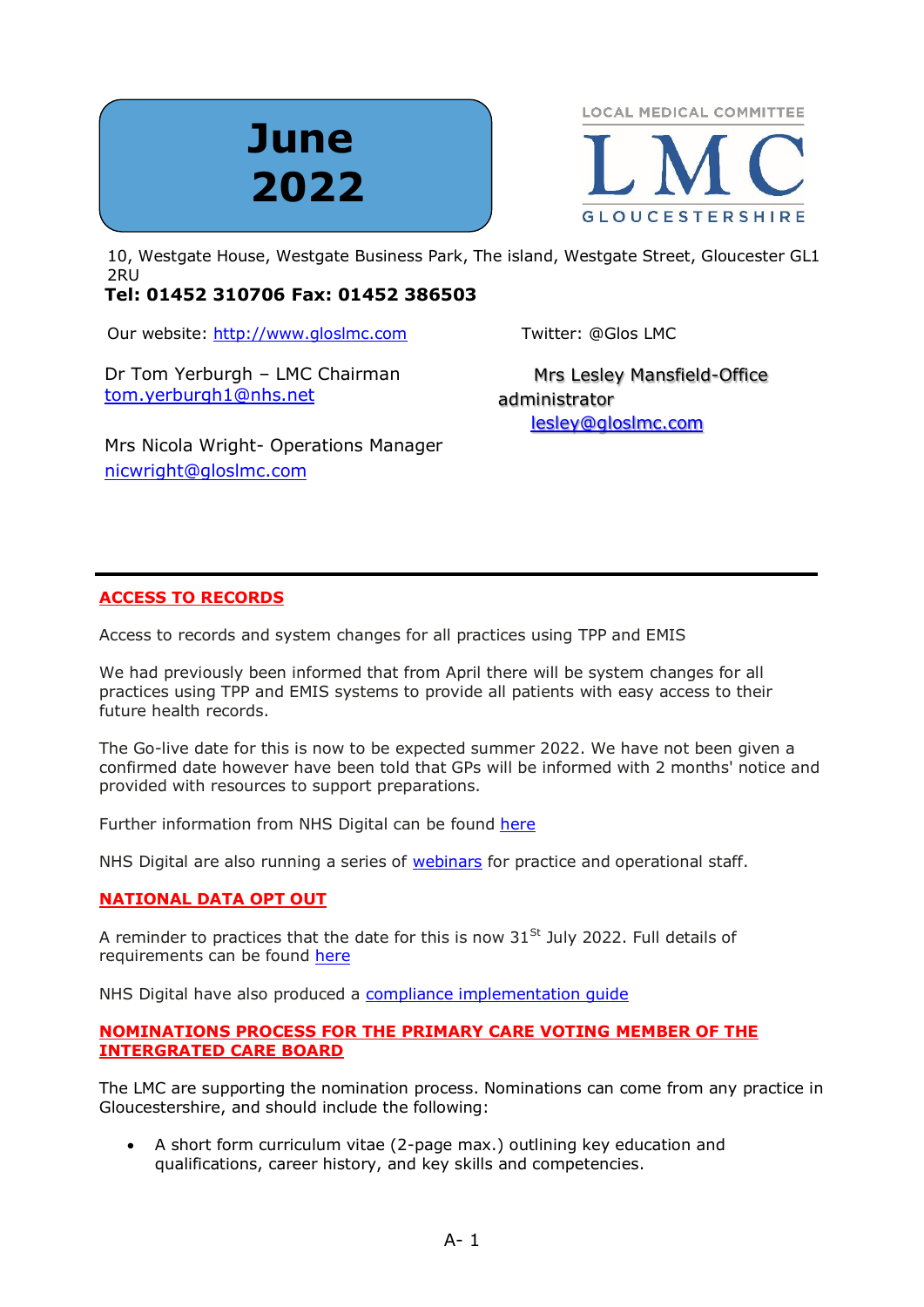# June 2022

LOCAL MEDICAL COMMITTEE
**LMC**
GLOUCESTERSHIRE

10, Westgate House, Westgate Business Park, The island, Westgate Street, Gloucester GL1 2RU

**Tel: 01452 310706 Fax: 01452 386503**

Our website: [http://www.gloslmc.com](http://www.gloslmc.com)

Twitter: @Glos LMC

Dr Tom Yerburgh – LMC Chairman
[tom.yerburgh1@nhs.net](mailto:tom.yerburgh1@nhs.net)

Mrs Lesley Mansfield-Office administrator
[lesley@gloslmc.com](mailto:lesley@gloslmc.com)

Mrs Nicola Wright- Operations Manager
[nicwright@gloslmc.com](mailto:nicwright@gloslmc.com)

---

## ACCESS TO RECORDS

Access to records and system changes for all practices using TPP and EMIS

We had previously been informed that from April there will be system changes for all practices using TPP and EMIS systems to provide all patients with easy access to their future health records.

The Go-live date for this is now to be expected summer 2022. We have not been given a confirmed date however have been told that GPs will be informed with 2 months' notice and provided with resources to support preparations.

Further information from NHS Digital can be found here

NHS Digital are also running a series of webinars for practice and operational staff.

## NATIONAL DATA OPT OUT

A reminder to practices that the date for this is now 31st July 2022. Full details of requirements can be found here

NHS Digital have also produced a compliance implementation guide

## NOMINATIONS PROCESS FOR THE PRIMARY CARE VOTING MEMBER OF THE INTERGRATED CARE BOARD

The LMC are supporting the nomination process. Nominations can come from any practice in Gloucestershire, and should include the following:

- A short form curriculum vitae (2-page max.) outlining key education and qualifications, career history, and key skills and competencies.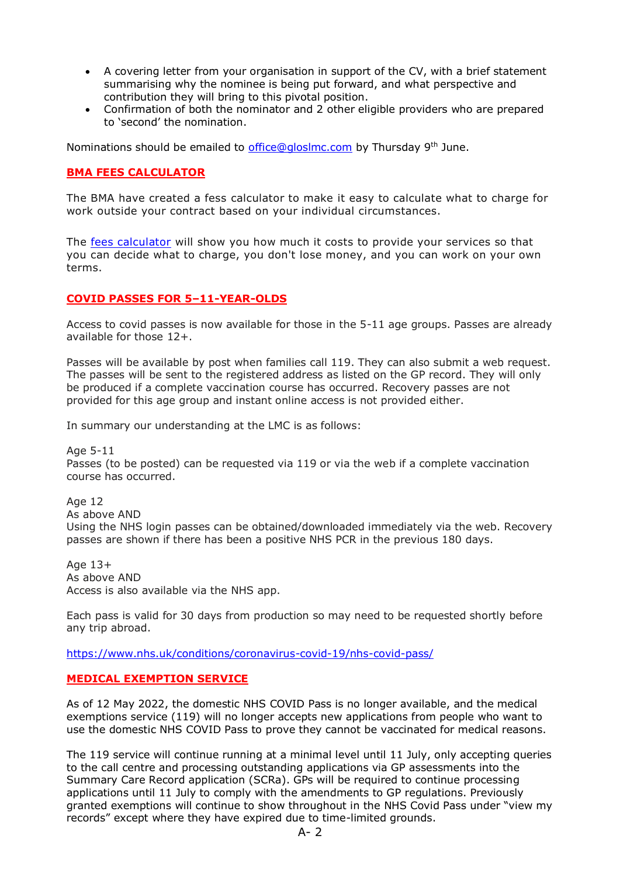- A covering letter from your organisation in support of the CV, with a brief statement summarising why the nominee is being put forward, and what perspective and contribution they will bring to this pivotal position.
- Confirmation of both the nominator and 2 other eligible providers who are prepared to 'second' the nomination.

Nominations should be emailed to [office@gloslmc.com](mailto:office@gloslmc.com) by Thursday 9th June.

## BMA FEES CALCULATOR

The BMA have created a fess calculator to make it easy to calculate what to charge for work outside your contract based on your individual circumstances.

The [fees calculator](#) will show you how much it costs to provide your services so that you can decide what to charge, you don't lose money, and you can work on your own terms.

## COVID PASSES FOR 5–11-YEAR-OLDS

Access to covid passes is now available for those in the 5-11 age groups. Passes are already available for those 12+.

Passes will be available by post when families call 119. They can also submit a web request. The passes will be sent to the registered address as listed on the GP record. They will only be produced if a complete vaccination course has occurred. Recovery passes are not provided for this age group and instant online access is not provided either.

In summary our understanding at the LMC is as follows:

Age 5-11
Passes (to be posted) can be requested via 119 or via the web if a complete vaccination course has occurred.

Age 12
As above AND
Using the NHS login passes can be obtained/downloaded immediately via the web. Recovery passes are shown if there has been a positive NHS PCR in the previous 180 days.

Age 13+
As above AND
Access is also available via the NHS app.

Each pass is valid for 30 days from production so may need to be requested shortly before any trip abroad.

https://www.nhs.uk/conditions/coronavirus-covid-19/nhs-covid-pass/

## MEDICAL EXEMPTION SERVICE

As of 12 May 2022, the domestic NHS COVID Pass is no longer available, and the medical exemptions service (119) will no longer accepts new applications from people who want to use the domestic NHS COVID Pass to prove they cannot be vaccinated for medical reasons.

The 119 service will continue running at a minimal level until 11 July, only accepting queries to the call centre and processing outstanding applications via GP assessments into the Summary Care Record application (SCRa). GPs will be required to continue processing applications until 11 July to comply with the amendments to GP regulations. Previously granted exemptions will continue to show throughout in the NHS Covid Pass under "view my records" except where they have expired due to time-limited grounds.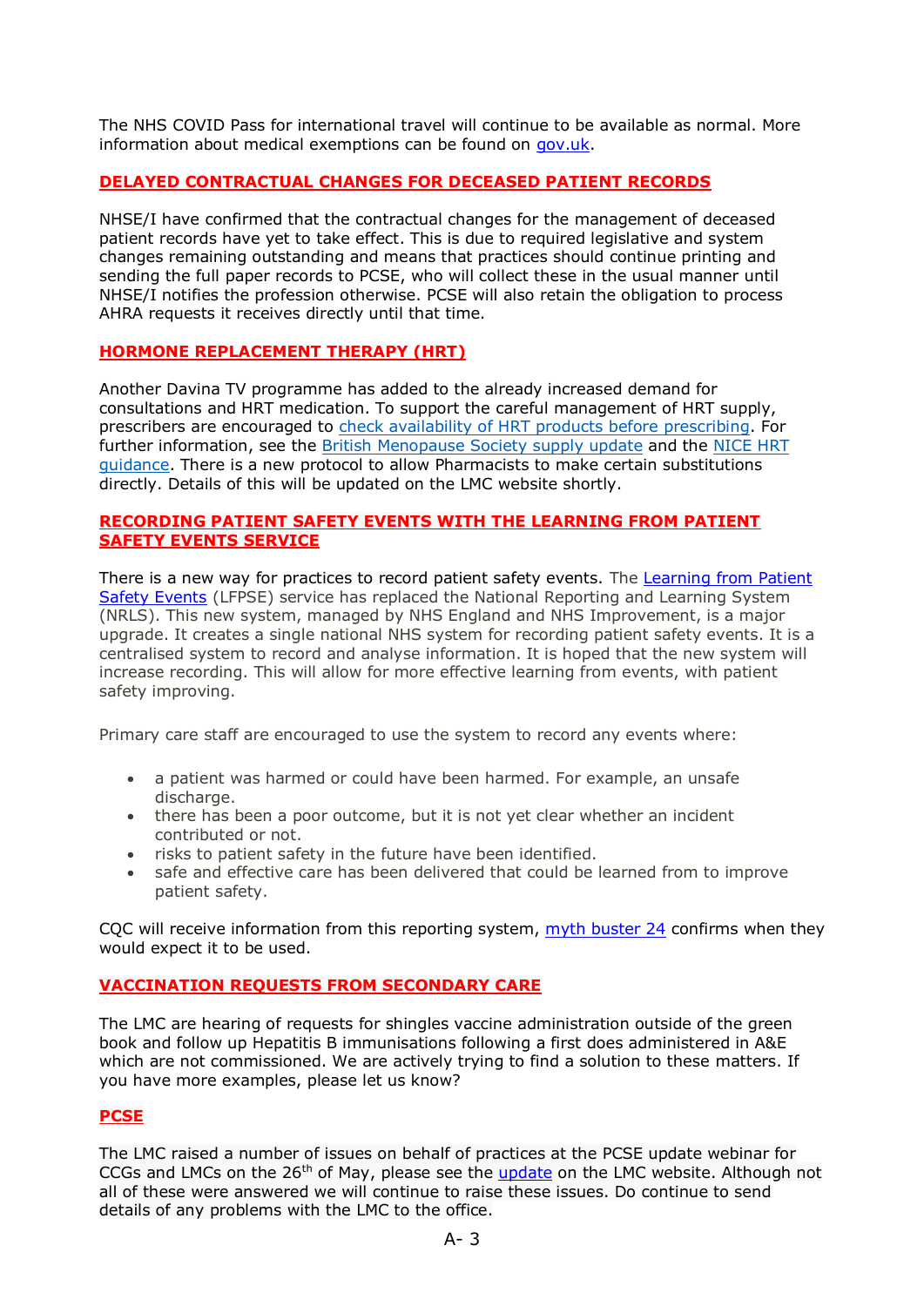The NHS COVID Pass for international travel will continue to be available as normal. More information about medical exemptions can be found on [gov.uk](#).

## DELAYED CONTRACTUAL CHANGES FOR DECEASED PATIENT RECORDS

NHSE/I have confirmed that the contractual changes for the management of deceased patient records have yet to take effect. This is due to required legislative and system changes remaining outstanding and means that practices should continue printing and sending the full paper records to PCSE, who will collect these in the usual manner until NHSE/I notifies the profession otherwise. PCSE will also retain the obligation to process AHRA requests it receives directly until that time.

## HORMONE REPLACEMENT THERAPY (HRT)

Another Davina TV programme has added to the already increased demand for consultations and HRT medication. To support the careful management of HRT supply, prescribers are encouraged to [check availability of HRT products before prescribing](#). For further information, see the [British Menopause Society supply update](#) and the [NICE HRT guidance](#). There is a new protocol to allow Pharmacists to make certain substitutions directly. Details of this will be updated on the LMC website shortly.

## RECORDING PATIENT SAFETY EVENTS WITH THE LEARNING FROM PATIENT SAFETY EVENTS SERVICE

There is a new way for practices to record patient safety events. The [Learning from Patient Safety Events](#) (LFPSE) service has replaced the National Reporting and Learning System (NRLS). This new system, managed by NHS England and NHS Improvement, is a major upgrade. It creates a single national NHS system for recording patient safety events. It is a centralised system to record and analyse information. It is hoped that the new system will increase recording. This will allow for more effective learning from events, with patient safety improving.

Primary care staff are encouraged to use the system to record any events where:

- a patient was harmed or could have been harmed. For example, an unsafe discharge.
- there has been a poor outcome, but it is not yet clear whether an incident contributed or not.
- risks to patient safety in the future have been identified.
- safe and effective care has been delivered that could be learned from to improve patient safety.

CQC will receive information from this reporting system, [myth buster 24](#) confirms when they would expect it to be used.

## VACCINATION REQUESTS FROM SECONDARY CARE

The LMC are hearing of requests for shingles vaccine administration outside of the green book and follow up Hepatitis B immunisations following a first does administered in A&E which are not commissioned. We are actively trying to find a solution to these matters. If you have more examples, please let us know?

## PCSE

The LMC raised a number of issues on behalf of practices at the PCSE update webinar for CCGs and LMCs on the 26th of May, please see the [update](#) on the LMC website. Although not all of these were answered we will continue to raise these issues. Do continue to send details of any problems with the LMC to the office.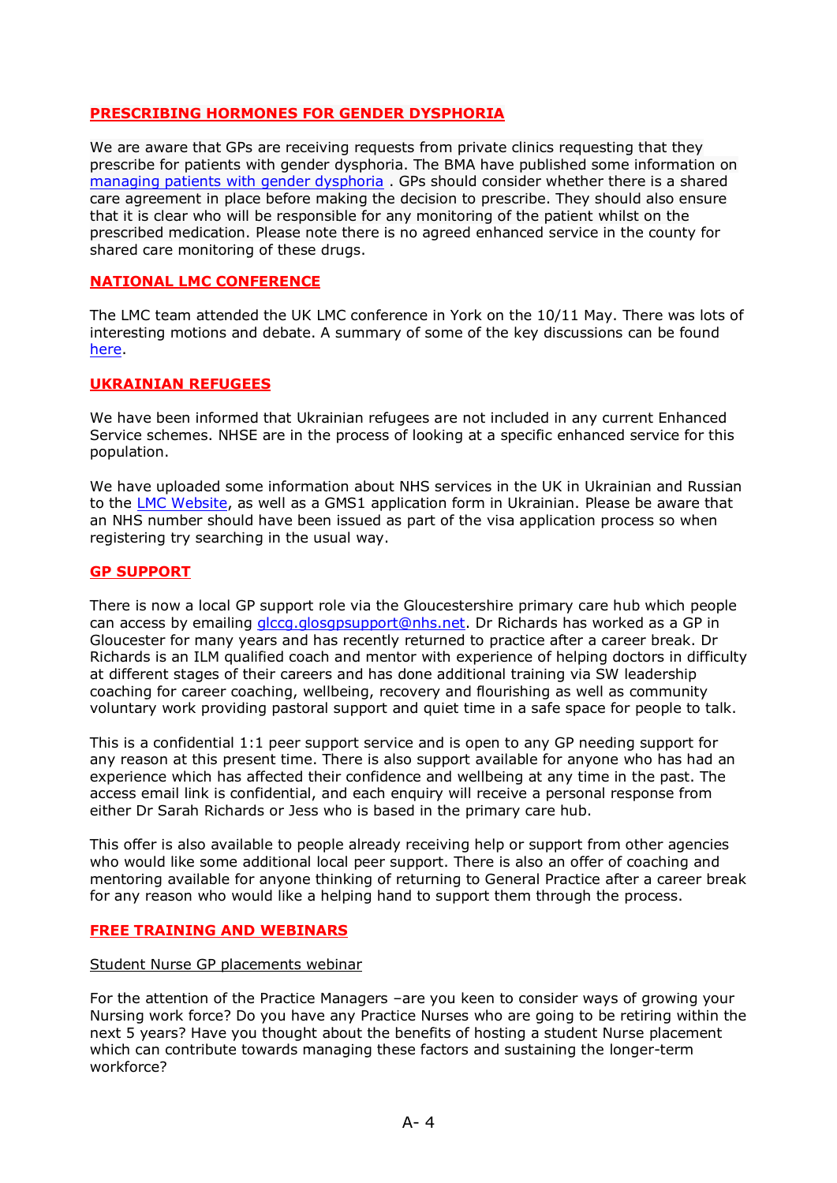## PRESCRIBING HORMONES FOR GENDER DYSPHORIA

We are aware that GPs are receiving requests from private clinics requesting that they prescribe for patients with gender dysphoria. The BMA have published some information on managing patients with gender dysphoria . GPs should consider whether there is a shared care agreement in place before making the decision to prescribe. They should also ensure that it is clear who will be responsible for any monitoring of the patient whilst on the prescribed medication. Please note there is no agreed enhanced service in the county for shared care monitoring of these drugs.

## NATIONAL LMC CONFERENCE

The LMC team attended the UK LMC conference in York on the 10/11 May. There was lots of interesting motions and debate. A summary of some of the key discussions can be found here.

## UKRAINIAN REFUGEES

We have been informed that Ukrainian refugees are not included in any current Enhanced Service schemes. NHSE are in the process of looking at a specific enhanced service for this population.

We have uploaded some information about NHS services in the UK in Ukrainian and Russian to the LMC Website, as well as a GMS1 application form in Ukrainian. Please be aware that an NHS number should have been issued as part of the visa application process so when registering try searching in the usual way.

## GP SUPPORT

There is now a local GP support role via the Gloucestershire primary care hub which people can access by emailing glccg.glosgpsupport@nhs.net. Dr Richards has worked as a GP in Gloucester for many years and has recently returned to practice after a career break. Dr Richards is an ILM qualified coach and mentor with experience of helping doctors in difficulty at different stages of their careers and has done additional training via SW leadership coaching for career coaching, wellbeing, recovery and flourishing as well as community voluntary work providing pastoral support and quiet time in a safe space for people to talk.

This is a confidential 1:1 peer support service and is open to any GP needing support for any reason at this present time. There is also support available for anyone who has had an experience which has affected their confidence and wellbeing at any time in the past. The access email link is confidential, and each enquiry will receive a personal response from either Dr Sarah Richards or Jess who is based in the primary care hub.

This offer is also available to people already receiving help or support from other agencies who would like some additional local peer support. There is also an offer of coaching and mentoring available for anyone thinking of returning to General Practice after a career break for any reason who would like a helping hand to support them through the process.

## FREE TRAINING AND WEBINARS

Student Nurse GP placements webinar

For the attention of the Practice Managers –are you keen to consider ways of growing your Nursing work force? Do you have any Practice Nurses who are going to be retiring within the next 5 years? Have you thought about the benefits of hosting a student Nurse placement which can contribute towards managing these factors and sustaining the longer-term workforce?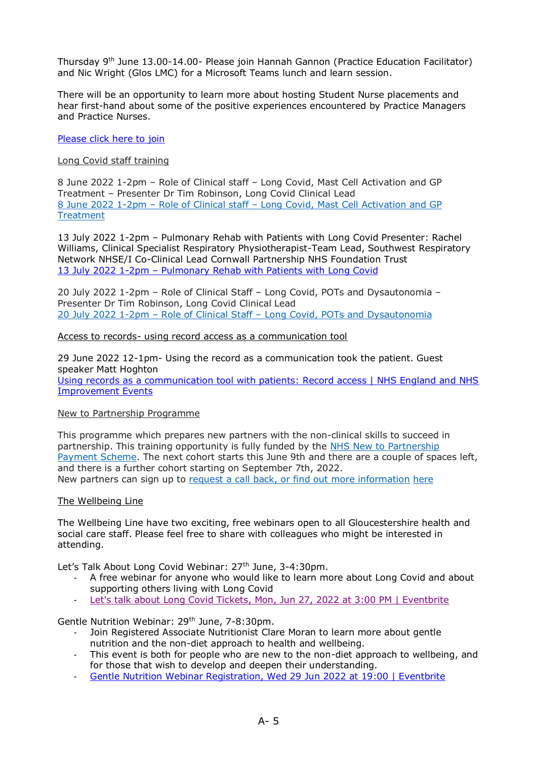Thursday 9th June 13.00-14.00- Please join Hannah Gannon (Practice Education Facilitator) and Nic Wright (Glos LMC) for a Microsoft Teams lunch and learn session.

There will be an opportunity to learn more about hosting Student Nurse placements and hear first-hand about some of the positive experiences encountered by Practice Managers and Practice Nurses.

Please click here to join

Long Covid staff training

8 June 2022 1-2pm – Role of Clinical staff – Long Covid, Mast Cell Activation and GP Treatment – Presenter Dr Tim Robinson, Long Covid Clinical Lead
8 June 2022 1-2pm – Role of Clinical staff – Long Covid, Mast Cell Activation and GP Treatment

13 July 2022 1-2pm – Pulmonary Rehab with Patients with Long Covid Presenter: Rachel Williams, Clinical Specialist Respiratory Physiotherapist-Team Lead, Southwest Respiratory Network NHSE/I Co-Clinical Lead Cornwall Partnership NHS Foundation Trust
13 July 2022 1-2pm – Pulmonary Rehab with Patients with Long Covid

20 July 2022 1-2pm – Role of Clinical Staff – Long Covid, POTs and Dysautonomia – Presenter Dr Tim Robinson, Long Covid Clinical Lead
20 July 2022 1-2pm – Role of Clinical Staff – Long Covid, POTs and Dysautonomia

Access to records- using record access as a communication tool

29 June 2022 12-1pm- Using the record as a communication took the patient. Guest speaker Matt Hoghton
Using records as a communication tool with patients: Record access | NHS England and NHS Improvement Events

New to Partnership Programme

This programme which prepares new partners with the non-clinical skills to succeed in partnership. This training opportunity is fully funded by the NHS New to Partnership Payment Scheme. The next cohort starts this June 9th and there are a couple of spaces left, and there is a further cohort starting on September 7th, 2022.
New partners can sign up to request a call back, or find out more information here

The Wellbeing Line

The Wellbeing Line have two exciting, free webinars open to all Gloucestershire health and social care staff. Please feel free to share with colleagues who might be interested in attending.

Let's Talk About Long Covid Webinar: 27th June, 3-4:30pm.

- A free webinar for anyone who would like to learn more about Long Covid and about supporting others living with Long Covid
- Let's talk about Long Covid Tickets, Mon, Jun 27, 2022 at 3:00 PM | Eventbrite

Gentle Nutrition Webinar: 29th June, 7-8:30pm.

- Join Registered Associate Nutritionist Clare Moran to learn more about gentle nutrition and the non-diet approach to health and wellbeing.
- This event is both for people who are new to the non-diet approach to wellbeing, and for those that wish to develop and deepen their understanding.
- Gentle Nutrition Webinar Registration, Wed 29 Jun 2022 at 19:00 | Eventbrite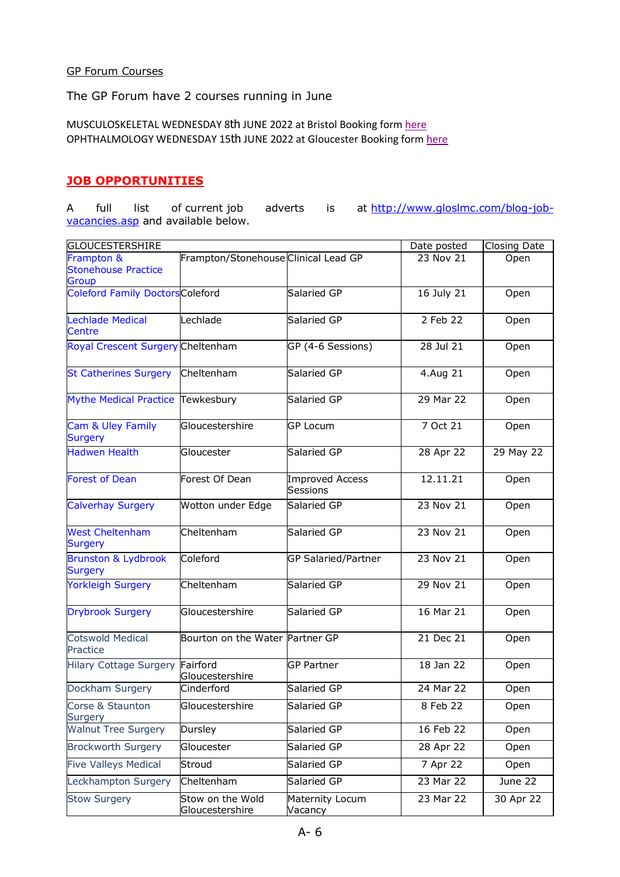GP Forum Courses

The GP Forum have 2 courses running in June

MUSCULOSKELETAL WEDNESDAY 8th JUNE 2022 at Bristol Booking form here
OPHTHALMOLOGY WEDNESDAY 15th JUNE 2022 at Gloucester Booking form here

## JOB OPPORTUNITIES

A full list of current job adverts is at http://www.gloslmc.com/blog-job-vacancies.asp and available below.

| GLOUCESTERSHIRE | | | Date posted | Closing Date |
|---|---|---|---|---|
| Frampton & Stonehouse Practice Group | Frampton/Stonehouse | Clinical Lead GP | 23 Nov 21 | Open |
| Coleford Family Doctors | Coleford | Salaried GP | 16 July 21 | Open |
| Lechlade Medical Centre | Lechlade | Salaried GP | 2 Feb 22 | Open |
| Royal Crescent Surgery | Cheltenham | GP (4-6 Sessions) | 28 Jul 21 | Open |
| St Catherines Surgery | Cheltenham | Salaried GP | 4.Aug 21 | Open |
| Mythe Medical Practice | Tewkesbury | Salaried GP | 29 Mar 22 | Open |
| Cam & Uley Family Surgery | Gloucestershire | GP Locum | 7 Oct 21 | Open |
| Hadwen Health | Gloucester | Salaried GP | 28 Apr 22 | 29 May 22 |
| Forest of Dean | Forest Of Dean | Improved Access Sessions | 12.11.21 | Open |
| Calverhay Surgery | Wotton under Edge | Salaried GP | 23 Nov 21 | Open |
| West Cheltenham Surgery | Cheltenham | Salaried GP | 23 Nov 21 | Open |
| Brunston & Lydbrook Surgery | Coleford | GP Salaried/Partner | 23 Nov 21 | Open |
| Yorkleigh Surgery | Cheltenham | Salaried GP | 29 Nov 21 | Open |
| Drybrook Surgery | Gloucestershire | Salaried GP | 16 Mar 21 | Open |
| Cotswold Medical Practice | Bourton on the Water | Partner GP | 21 Dec 21 | Open |
| Hilary Cottage Surgery | Fairford Gloucestershire | GP Partner | 18 Jan 22 | Open |
| Dockham Surgery | Cinderford | Salaried GP | 24 Mar 22 | Open |
| Corse & Staunton Surgery | Gloucestershire | Salaried GP | 8 Feb 22 | Open |
| Walnut Tree Surgery | Dursley | Salaried GP | 16 Feb 22 | Open |
| Brockworth Surgery | Gloucester | Salaried GP | 28 Apr 22 | Open |
| Five Valleys Medical | Stroud | Salaried GP | 7 Apr 22 | Open |
| Leckhampton Surgery | Cheltenham | Salaried GP | 23 Mar 22 | June 22 |
| Stow Surgery | Stow on the Wold Gloucestershire | Maternity Locum Vacancy | 23 Mar 22 | 30 Apr 22 |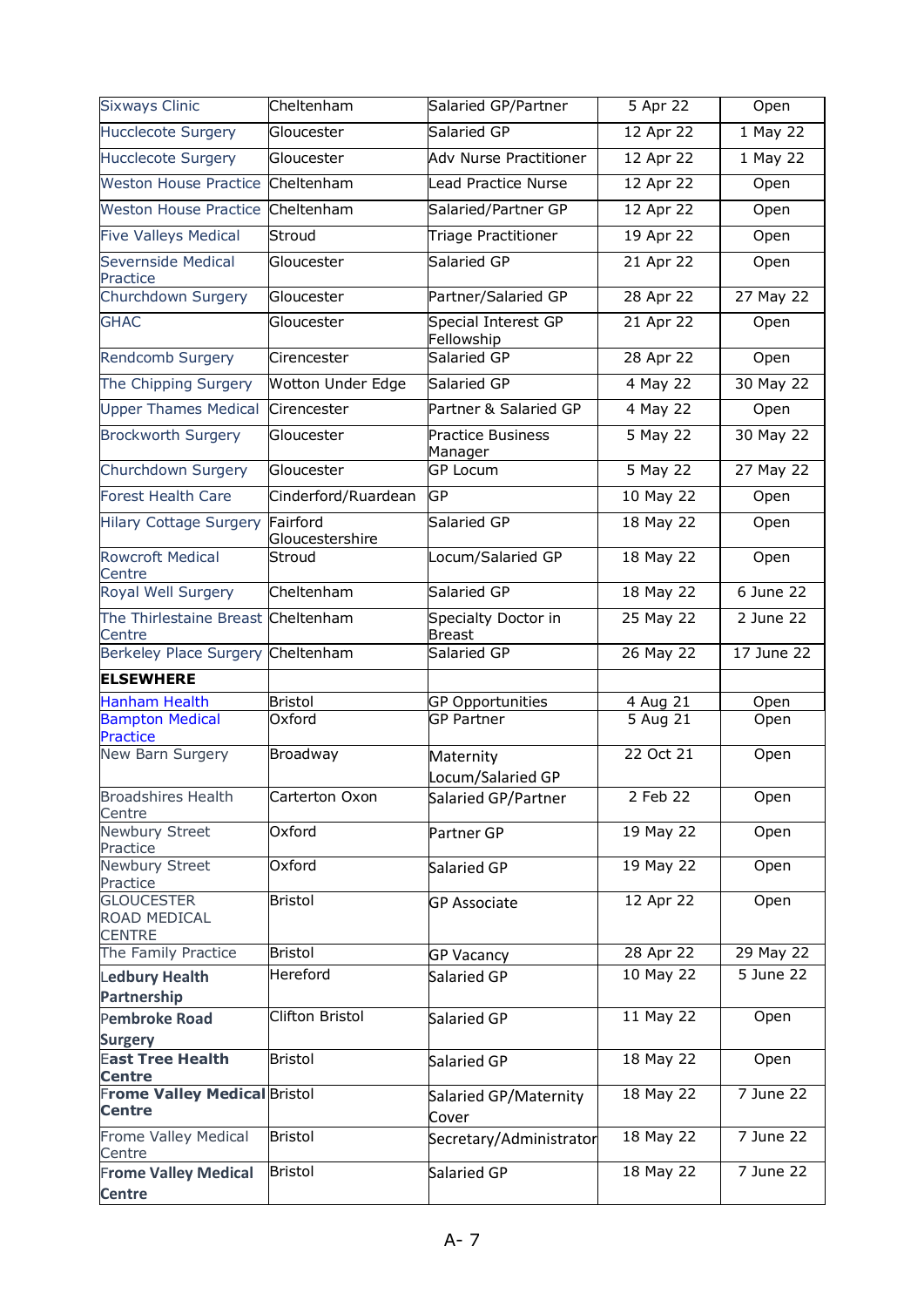| | | | | |
|---|---|---|---|---|
| Sixways Clinic | Cheltenham | Salaried GP/Partner | 5 Apr 22 | Open |
| Hucclecote Surgery | Gloucester | Salaried GP | 12 Apr 22 | 1 May 22 |
| Hucclecote Surgery | Gloucester | Adv Nurse Practitioner | 12 Apr 22 | 1 May 22 |
| Weston House Practice | Cheltenham | Lead Practice Nurse | 12 Apr 22 | Open |
| Weston House Practice | Cheltenham | Salaried/Partner GP | 12 Apr 22 | Open |
| Five Valleys Medical | Stroud | Triage Practitioner | 19 Apr 22 | Open |
| Severnside Medical Practice | Gloucester | Salaried GP | 21 Apr 22 | Open |
| Churchdown Surgery | Gloucester | Partner/Salaried GP | 28 Apr 22 | 27 May 22 |
| GHAC | Gloucester | Special Interest GP Fellowship | 21 Apr 22 | Open |
| Rendcomb Surgery | Cirencester | Salaried GP | 28 Apr 22 | Open |
| The Chipping Surgery | Wotton Under Edge | Salaried GP | 4 May 22 | 30 May 22 |
| Upper Thames Medical | Cirencester | Partner & Salaried GP | 4 May 22 | Open |
| Brockworth Surgery | Gloucester | Practice Business Manager | 5 May 22 | 30 May 22 |
| Churchdown Surgery | Gloucester | GP Locum | 5 May 22 | 27 May 22 |
| Forest Health Care | Cinderford/Ruardean | GP | 10 May 22 | Open |
| Hilary Cottage Surgery | Fairford Gloucestershire | Salaried GP | 18 May 22 | Open |
| Rowcroft Medical Centre | Stroud | Locum/Salaried GP | 18 May 22 | Open |
| Royal Well Surgery | Cheltenham | Salaried GP | 18 May 22 | 6 June 22 |
| The Thirlestaine Breast Centre | Cheltenham | Specialty Doctor in Breast | 25 May 22 | 2 June 22 |
| Berkeley Place Surgery | Cheltenham | Salaried GP | 26 May 22 | 17 June 22 |
| **ELSEWHERE** | | | | |
| Hanham Health | Bristol | GP Opportunities | 4 Aug 21 | Open |
| Bampton Medical Practice | Oxford | GP Partner | 5 Aug 21 | Open |
| New Barn Surgery | Broadway | Maternity Locum/Salaried GP | 22 Oct 21 | Open |
| Broadshires Health Centre | Carterton Oxon | Salaried GP/Partner | 2 Feb 22 | Open |
| Newbury Street Practice | Oxford | Partner GP | 19 May 22 | Open |
| Newbury Street Practice | Oxford | Salaried GP | 19 May 22 | Open |
| GLOUCESTER ROAD MEDICAL CENTRE | Bristol | GP Associate | 12 Apr 22 | Open |
| The Family Practice | Bristol | GP Vacancy | 28 Apr 22 | 29 May 22 |
| Ledbury Health Partnership | Hereford | Salaried GP | 10 May 22 | 5 June 22 |
| Pembroke Road Surgery | Clifton Bristol | Salaried GP | 11 May 22 | Open |
| East Tree Health Centre | Bristol | Salaried GP | 18 May 22 | Open |
| Frome Valley Medical Centre | Bristol | Salaried GP/Maternity Cover | 18 May 22 | 7 June 22 |
| Frome Valley Medical Centre | Bristol | Secretary/Administrator | 18 May 22 | 7 June 22 |
| Frome Valley Medical Centre | Bristol | Salaried GP | 18 May 22 | 7 June 22 |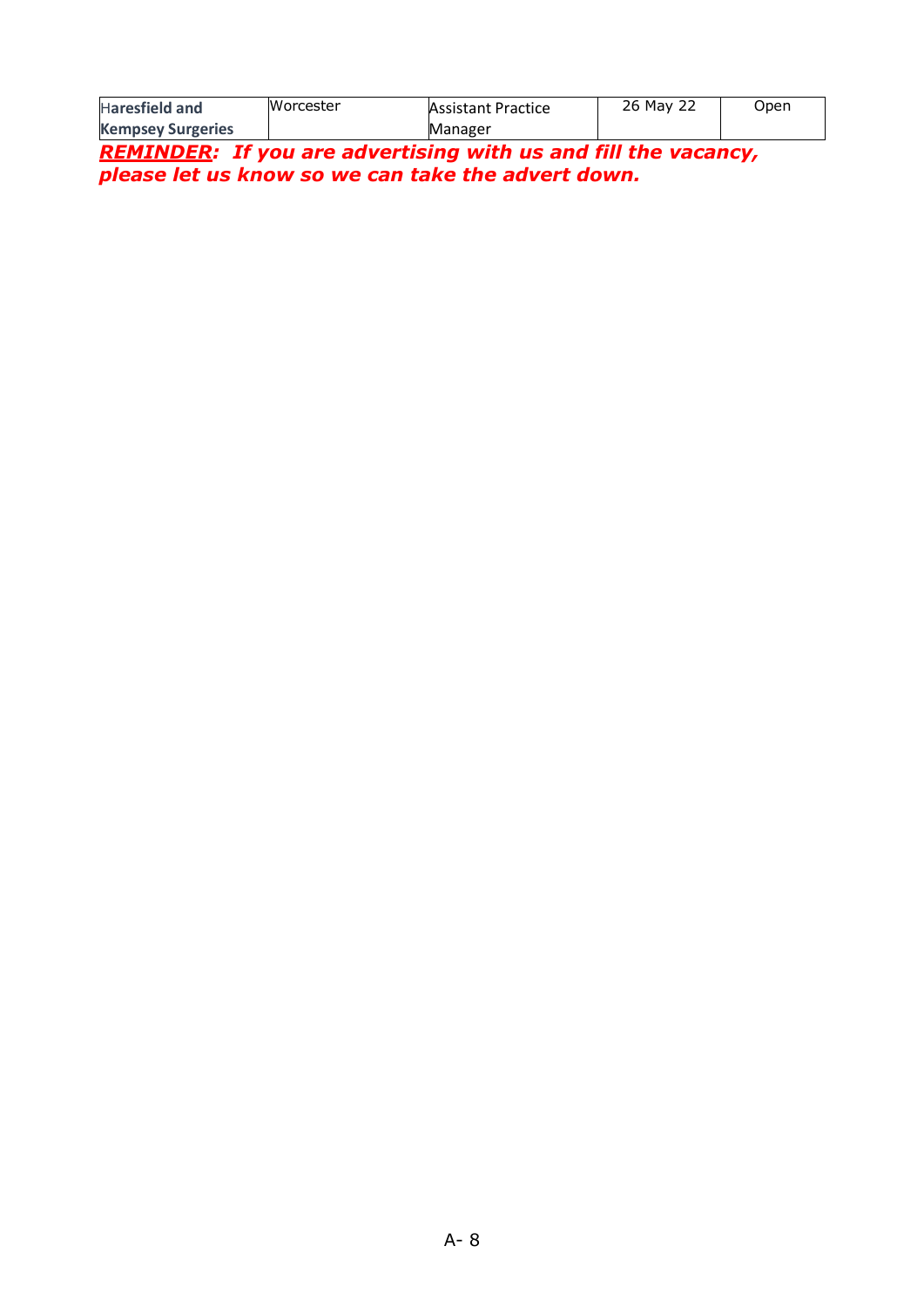| | | | | |
|---|---|---|---|---|
| **Haresfield and Kempsey Surgeries** | Worcester | Assistant Practice Manager | 26 May 22 | Open |

***REMINDER*: If you are advertising with us and fill the vacancy, please let us know so we can take the advert down.**